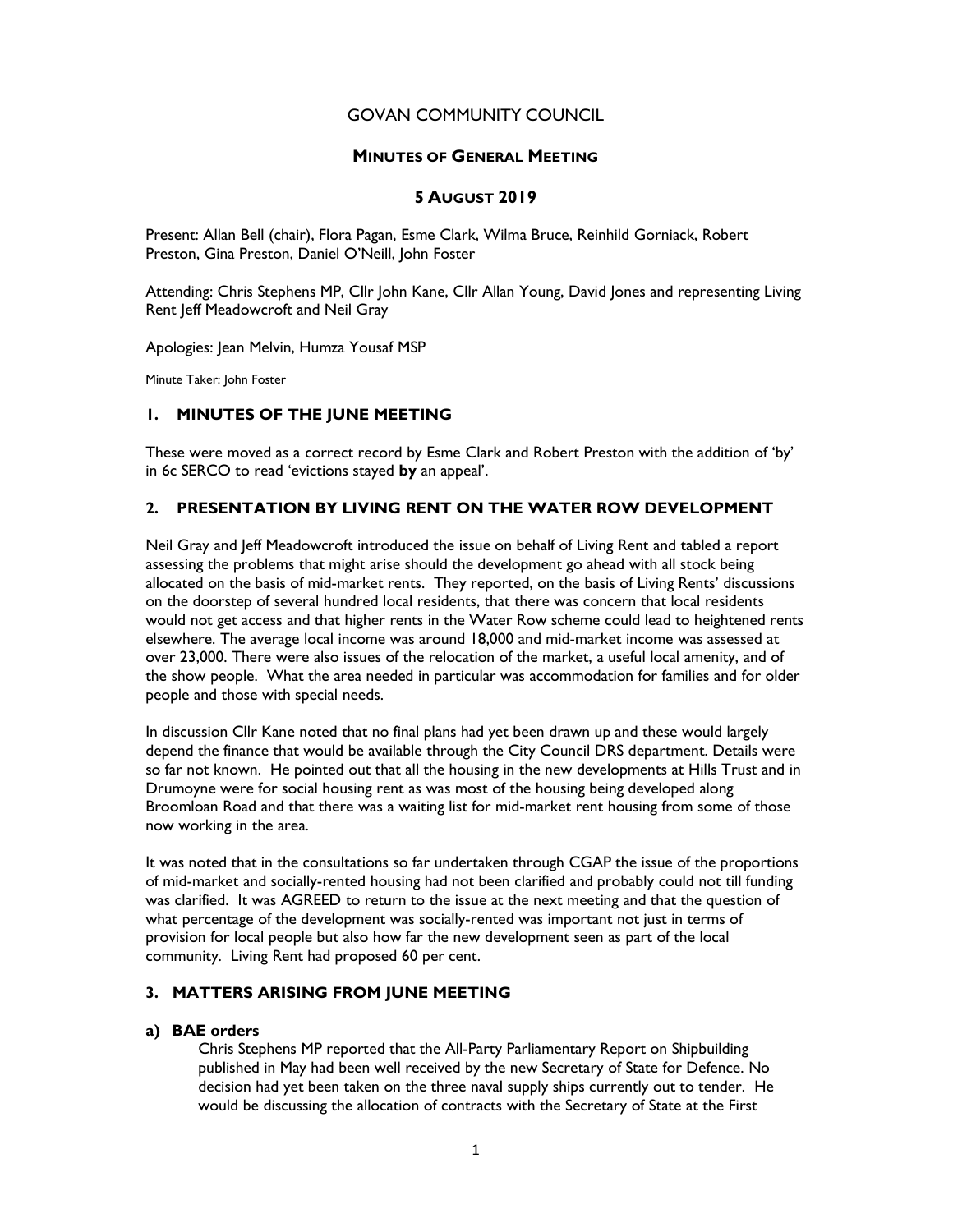# GOVAN COMMUNITY COUNCIL

## MINUTES OF GENERAL MEETING

## 5 AUGUST 2019

Present: Allan Bell (chair), Flora Pagan, Esme Clark, Wilma Bruce, Reinhild Gorniack, Robert Preston, Gina Preston, Daniel O'Neill, John Foster

Attending: Chris Stephens MP, Cllr John Kane, Cllr Allan Young, David Jones and representing Living Rent Jeff Meadowcroft and Neil Gray

Apologies: Jean Melvin, Humza Yousaf MSP

Minute Taker: John Foster

### 1. MINUTES OF THE JUNE MEETING

These were moved as a correct record by Esme Clark and Robert Preston with the addition of 'by' in 6c SERCO to read 'evictions stayed **by** an appeal'.

### 2. PRESENTATION BY LIVING RENT ON THE WATER ROW DEVELOPMENT

Neil Gray and Jeff Meadowcroft introduced the issue on behalf of Living Rent and tabled a report assessing the problems that might arise should the development go ahead with all stock being allocated on the basis of mid-market rents. They reported, on the basis of Living Rents' discussions on the doorstep of several hundred local residents, that there was concern that local residents would not get access and that higher rents in the Water Row scheme could lead to heightened rents elsewhere. The average local income was around 18,000 and mid-market income was assessed at over 23,000. There were also issues of the relocation of the market, a useful local amenity, and of the show people. What the area needed in particular was accommodation for families and for older people and those with special needs.

In discussion Cllr Kane noted that no final plans had yet been drawn up and these would largely depend the finance that would be available through the City Council DRS department. Details were so far not known. He pointed out that all the housing in the new developments at Hills Trust and in Drumoyne were for social housing rent as was most of the housing being developed along Broomloan Road and that there was a waiting list for mid-market rent housing from some of those now working in the area.

It was noted that in the consultations so far undertaken through CGAP the issue of the proportions of mid-market and socially-rented housing had not been clarified and probably could not till funding was clarified. It was AGREED to return to the issue at the next meeting and that the question of what percentage of the development was socially-rented was important not just in terms of provision for local people but also how far the new development seen as part of the local community. Living Rent had proposed 60 per cent.

### 3. MATTERS ARISING FROM JUNE MEETING

#### a) BAE orders

Chris Stephens MP reported that the All-Party Parliamentary Report on Shipbuilding published in May had been well received by the new Secretary of State for Defence. No decision had yet been taken on the three naval supply ships currently out to tender. He would be discussing the allocation of contracts with the Secretary of State at the First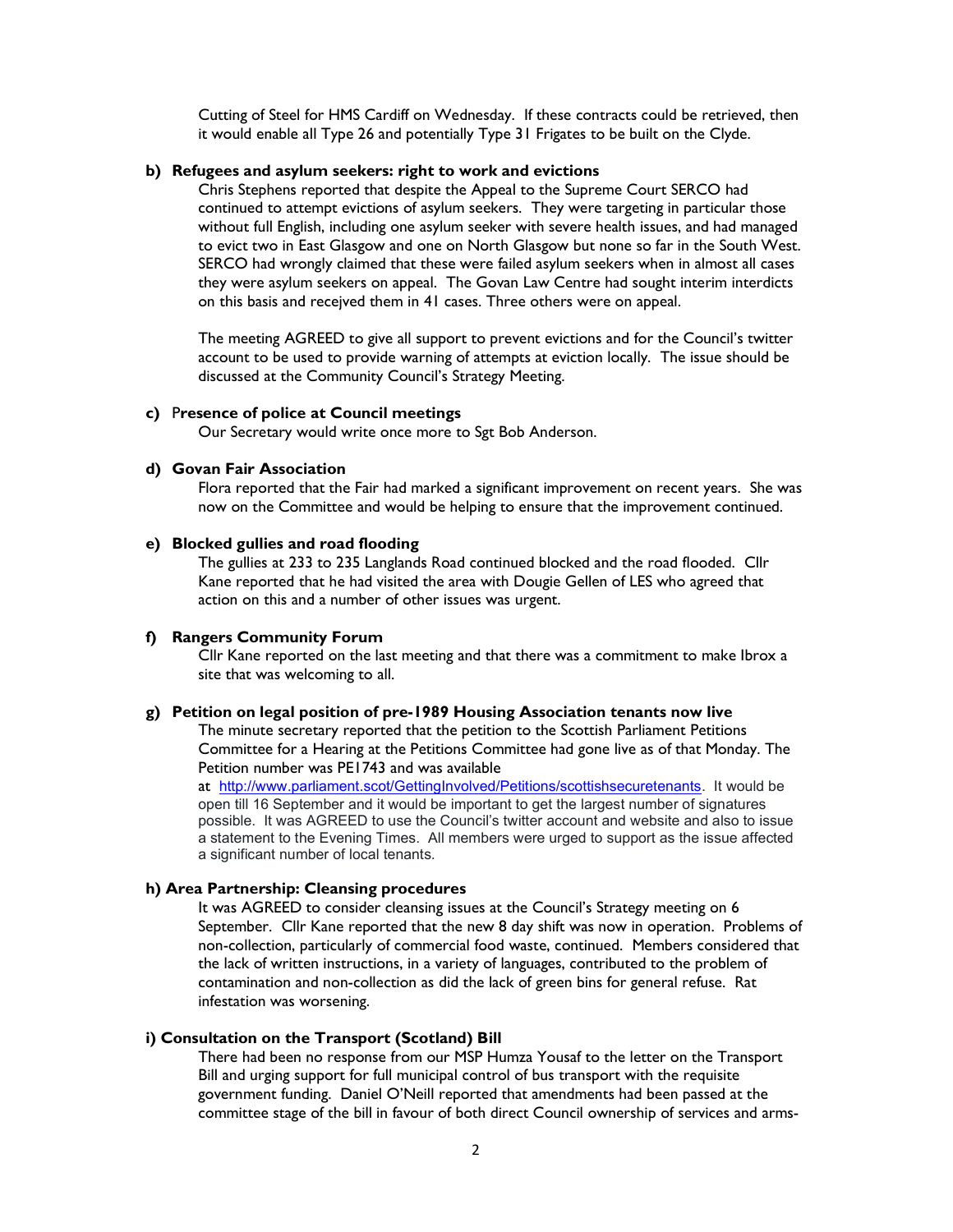Cutting of Steel for HMS Cardiff on Wednesday. If these contracts could be retrieved, then it would enable all Type 26 and potentially Type 31 Frigates to be built on the Clyde.

**b) Refugees and asylum seekers: right to work and evictions**

Chris Stephens reported that despite the Appeal to the Supreme Court SERCO had continued to attempt evictions of asylum seekers. They were targeting in particular those without full English, including one asylum seeker with severe health issues, and had managed to evict two in East Glasgow and one on North Glasgow but none so far in the South West. SERCO had wrongly claimed that these were failed asylum seekers when in almost all cases they were asylum seekers on appeal. The Govan Law Centre had sought interim interdicts on this basis and recejved them in 41 cases. Three others were on appeal.

The meeting AGREED to give all support to prevent evictions and for the Council's twitter account to be used to provide warning of attempts at eviction locally. The issue should be discussed at the Community Council's Strategy Meeting.

**c) Presence of police at Council meetings**

Our Secretary would write once more to Sgt Bob Anderson.

**d) Govan Fair Association**

Flora reported that the Fair had marked a significant improvement on recent years. She was now on the Committee and would be helping to ensure that the improvement continued.

**e) Blocked gullies and road flooding**

The gullies at 233 to 235 Langlands Road continued blocked and the road flooded. Cllr Kane reported that he had visited the area with Dougie Gellen of LES who agreed that action on this and a number of other issues was urgent.

**f) Rangers Community Forum**

Cllr Kane reported on the last meeting and that there was a commitment to make Ibrox a site that was welcoming to all.

**g) Petition on legal position of pre-1989 Housing Association tenants now live**

The minute secretary reported that the petition to the Scottish Parliament Petitions Committee for a Hearing at the Petitions Committee had gone live as of that Monday. The Petition number was PE1743 and was available at http://www.parliament.scot/GettingInvolved/Petitions/scottishsecuretenants. It would be open till 16 September and it would be important to get the largest number of signatures possible. It was AGREED to use the Council's twitter account and website and also to issue a statement to the Evening Times. All members were urged to support as the issue affected a significant number of local tenants.

**h) Area Partnership: Cleansing procedures**

It was AGREED to consider cleansing issues at the Council's Strategy meeting on 6 September. Cllr Kane reported that the new 8 day shift was now in operation. Problems of non-collection, particularly of commercial food waste, continued. Members considered that the lack of written instructions, in a variety of languages, contributed to the problem of contamination and non-collection as did the lack of green bins for general refuse. Rat infestation was worsening.

**i) Consultation on the Transport (Scotland) Bill**

There had been no response from our MSP Humza Yousaf to the letter on the Transport Bill and urging support for full municipal control of bus transport with the requisite government funding. Daniel O'Neill reported that amendments had been passed at the committee stage of the bill in favour of both direct Council ownership of services and arms-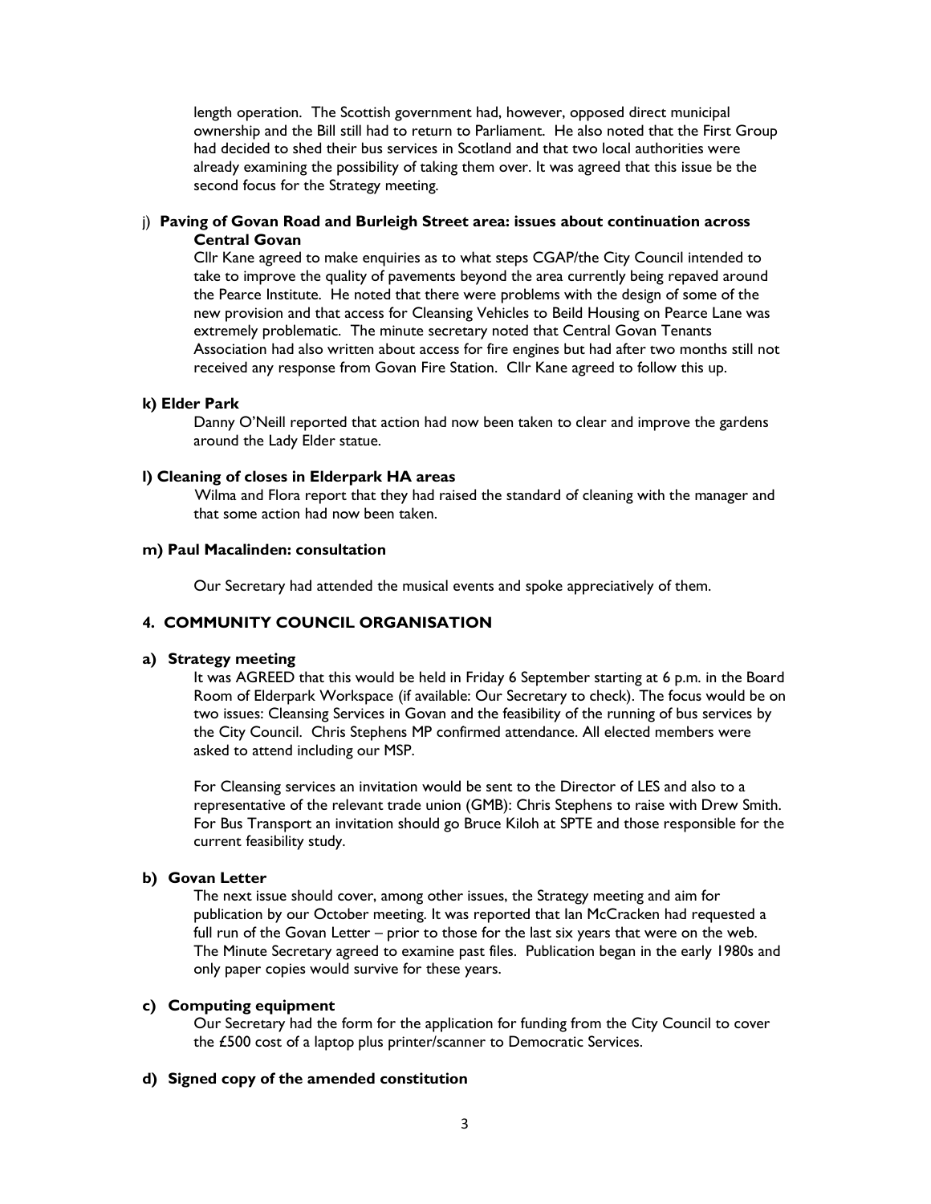length operation. The Scottish government had, however, opposed direct municipal ownership and the Bill still had to return to Parliament. He also noted that the First Group had decided to shed their bus services in Scotland and that two local authorities were already examining the possibility of taking them over. It was agreed that this issue be the second focus for the Strategy meeting.

j) **Paving of Govan Road and Burleigh Street area: issues about continuation across Central Govan**

Cllr Kane agreed to make enquiries as to what steps CGAP/the City Council intended to take to improve the quality of pavements beyond the area currently being repaved around the Pearce Institute. He noted that there were problems with the design of some of the new provision and that access for Cleansing Vehicles to Beild Housing on Pearce Lane was extremely problematic. The minute secretary noted that Central Govan Tenants Association had also written about access for fire engines but had after two months still not received any response from Govan Fire Station. Cllr Kane agreed to follow this up.

**k) Elder Park**

Danny O'Neill reported that action had now been taken to clear and improve the gardens around the Lady Elder statue.

**l) Cleaning of closes in Elderpark HA areas**

Wilma and Flora report that they had raised the standard of cleaning with the manager and that some action had now been taken.

**m) Paul Macalinden: consultation**

Our Secretary had attended the musical events and spoke appreciatively of them.

## 4. COMMUNITY COUNCIL ORGANISATION

**a) Strategy meeting**

It was AGREED that this would be held in Friday 6 September starting at 6 p.m. in the Board Room of Elderpark Workspace (if available: Our Secretary to check). The focus would be on two issues: Cleansing Services in Govan and the feasibility of the running of bus services by the City Council. Chris Stephens MP confirmed attendance. All elected members were asked to attend including our MSP.

For Cleansing services an invitation would be sent to the Director of LES and also to a representative of the relevant trade union (GMB): Chris Stephens to raise with Drew Smith. For Bus Transport an invitation should go Bruce Kiloh at SPTE and those responsible for the current feasibility study.

**b) Govan Letter**

The next issue should cover, among other issues, the Strategy meeting and aim for publication by our October meeting. It was reported that Ian McCracken had requested a full run of the Govan Letter – prior to those for the last six years that were on the web. The Minute Secretary agreed to examine past files. Publication began in the early 1980s and only paper copies would survive for these years.

**c) Computing equipment**

Our Secretary had the form for the application for funding from the City Council to cover the £500 cost of a laptop plus printer/scanner to Democratic Services.

**d) Signed copy of the amended constitution**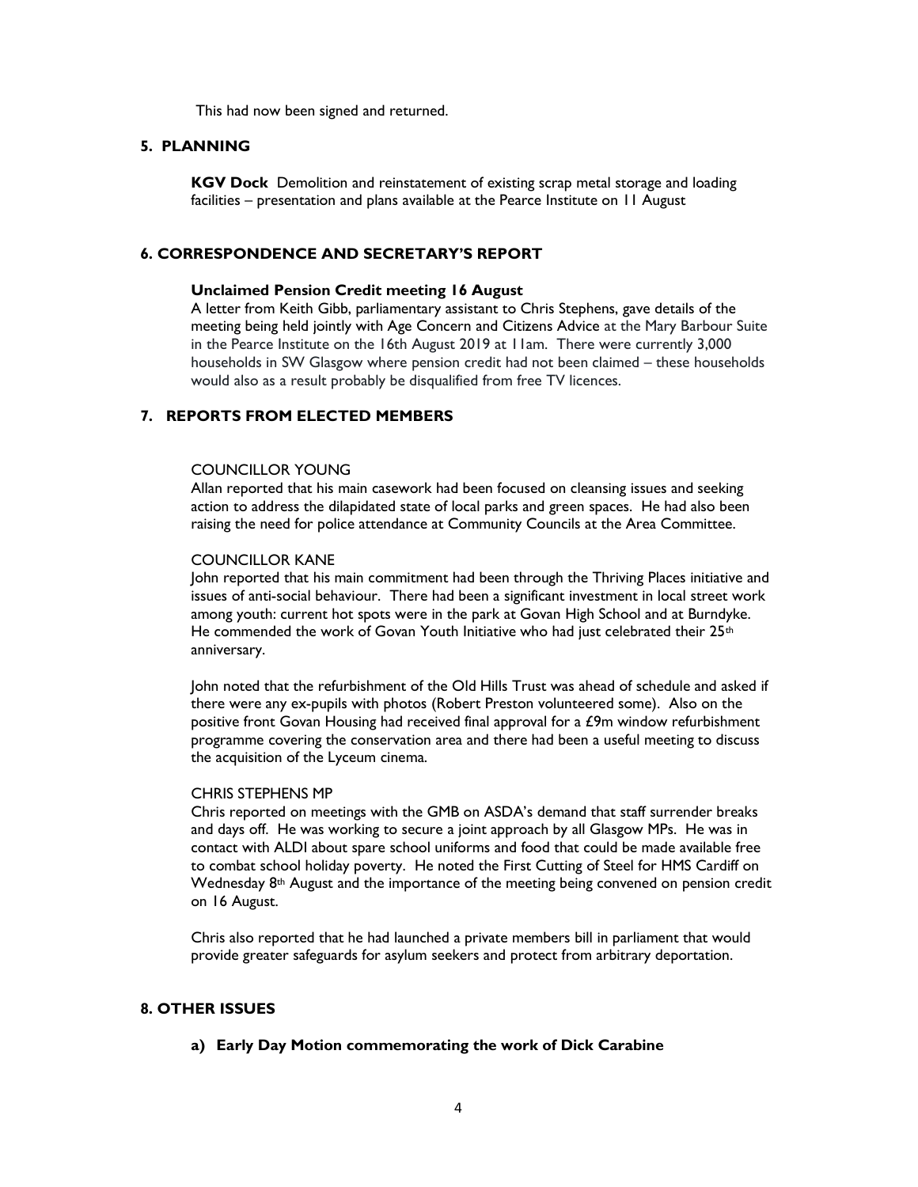This had now been signed and returned.

## 5. PLANNING

**KGV Dock** Demolition and reinstatement of existing scrap metal storage and loading facilities – presentation and plans available at the Pearce Institute on 11 August

## 6. CORRESPONDENCE AND SECRETARY'S REPORT

**Unclaimed Pension Credit meeting 16 August**

A letter from Keith Gibb, parliamentary assistant to Chris Stephens, gave details of the meeting being held jointly with Age Concern and Citizens Advice at the Mary Barbour Suite in the Pearce Institute on the 16th August 2019 at 11am. There were currently 3,000 households in SW Glasgow where pension credit had not been claimed – these households would also as a result probably be disqualified from free TV licences.

## 7. REPORTS FROM ELECTED MEMBERS

COUNCILLOR YOUNG

Allan reported that his main casework had been focused on cleansing issues and seeking action to address the dilapidated state of local parks and green spaces. He had also been raising the need for police attendance at Community Councils at the Area Committee.

COUNCILLOR KANE

John reported that his main commitment had been through the Thriving Places initiative and issues of anti-social behaviour. There had been a significant investment in local street work among youth: current hot spots were in the park at Govan High School and at Burndyke. He commended the work of Govan Youth Initiative who had just celebrated their 25th anniversary.

John noted that the refurbishment of the Old Hills Trust was ahead of schedule and asked if there were any ex-pupils with photos (Robert Preston volunteered some). Also on the positive front Govan Housing had received final approval for a £9m window refurbishment programme covering the conservation area and there had been a useful meeting to discuss the acquisition of the Lyceum cinema.

CHRIS STEPHENS MP

Chris reported on meetings with the GMB on ASDA's demand that staff surrender breaks and days off. He was working to secure a joint approach by all Glasgow MPs. He was in contact with ALDI about spare school uniforms and food that could be made available free to combat school holiday poverty. He noted the First Cutting of Steel for HMS Cardiff on Wednesday 8th August and the importance of the meeting being convened on pension credit on 16 August.

Chris also reported that he had launched a private members bill in parliament that would provide greater safeguards for asylum seekers and protect from arbitrary deportation.

## 8. OTHER ISSUES

**a) Early Day Motion commemorating the work of Dick Carabine**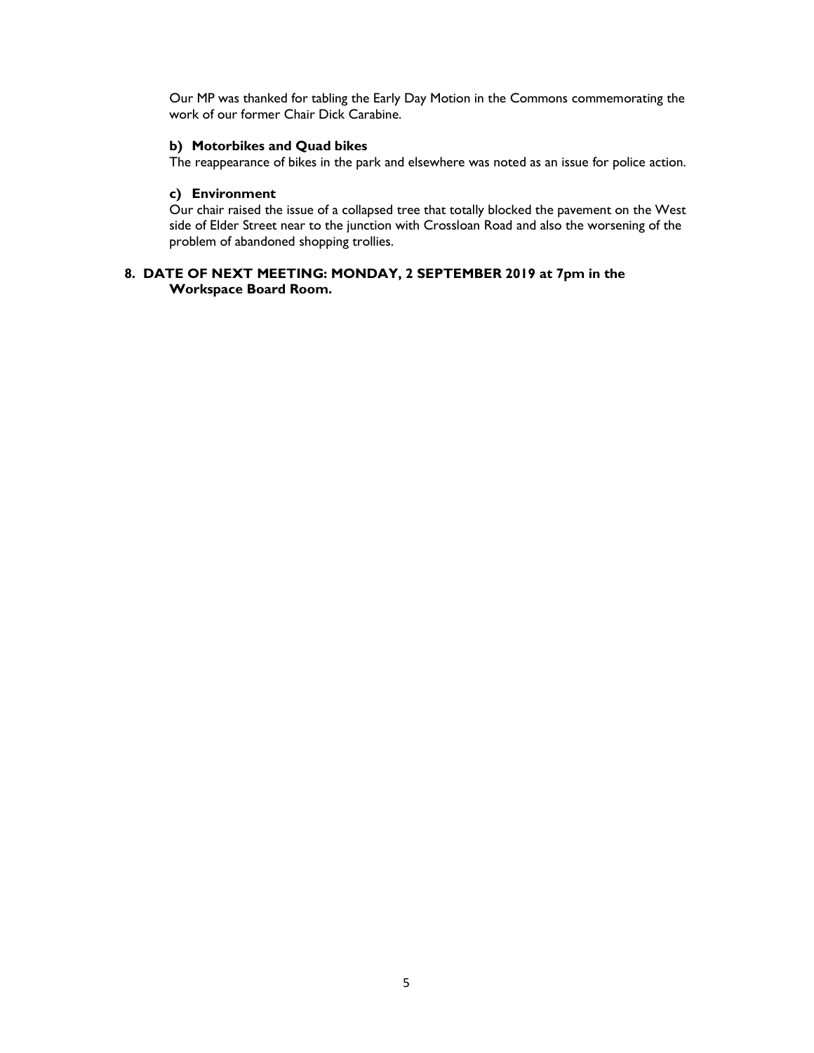Our MP was thanked for tabling the Early Day Motion in the Commons commemorating the work of our former Chair Dick Carabine.

**b) Motorbikes and Quad bikes**

The reappearance of bikes in the park and elsewhere was noted as an issue for police action.

**c) Environment**

Our chair raised the issue of a collapsed tree that totally blocked the pavement on the West side of Elder Street near to the junction with Crossloan Road and also the worsening of the problem of abandoned shopping trollies.

**8. DATE OF NEXT MEETING: MONDAY, 2 SEPTEMBER 2019 at 7pm in the Workspace Board Room.**